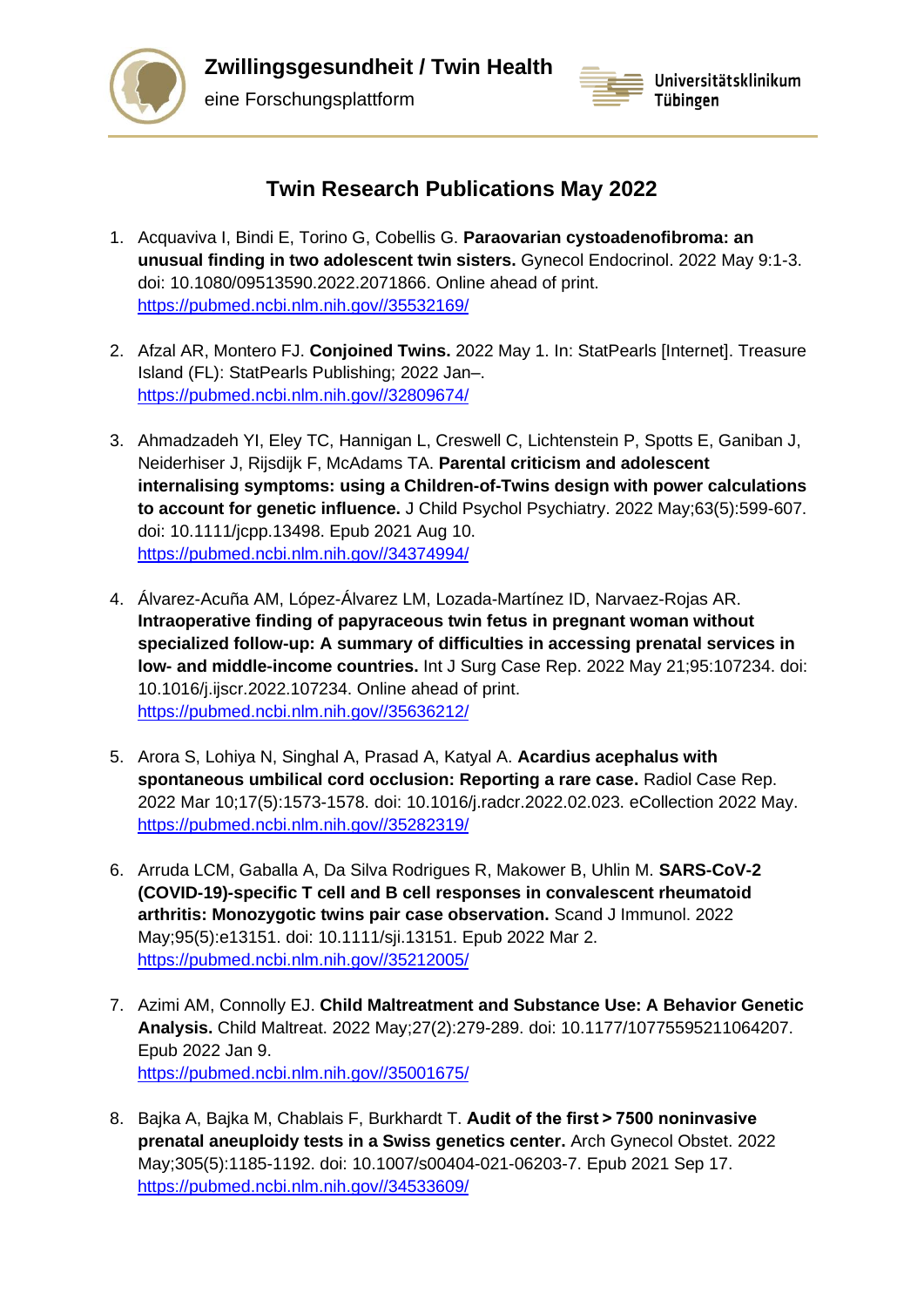Zwillingsgesundheit / Twin Health

eine Forschungsplattform

Universitätsklinikum Tübingen

# Twin Research Publications May 2022

1. Acquaviva I, Bindi E, Torino G, Cobellis G. **Paraovarian cystoadenofibroma: an unusual finding in two adolescent twin sisters.** Gynecol Endocrinol. 2022 May 9:1-3. doi: 10.1080/09513590.2022.2071866. Online ahead of print. https://pubmed.ncbi.nlm.nih.gov//35532169/

2. Afzal AR, Montero FJ. **Conjoined Twins.** 2022 May 1. In: StatPearls [Internet]. Treasure Island (FL): StatPearls Publishing; 2022 Jan–. https://pubmed.ncbi.nlm.nih.gov//32809674/

3. Ahmadzadeh YI, Eley TC, Hannigan L, Creswell C, Lichtenstein P, Spotts E, Ganiban J, Neiderhiser J, Rijsdijk F, McAdams TA. **Parental criticism and adolescent internalising symptoms: using a Children-of-Twins design with power calculations to account for genetic influence.** J Child Psychol Psychiatry. 2022 May;63(5):599-607. doi: 10.1111/jcpp.13498. Epub 2021 Aug 10. https://pubmed.ncbi.nlm.nih.gov//34374994/

4. Álvarez-Acuña AM, López-Álvarez LM, Lozada-Martínez ID, Narvaez-Rojas AR. **Intraoperative finding of papyraceous twin fetus in pregnant woman without specialized follow-up: A summary of difficulties in accessing prenatal services in low- and middle-income countries.** Int J Surg Case Rep. 2022 May 21;95:107234. doi: 10.1016/j.ijscr.2022.107234. Online ahead of print. https://pubmed.ncbi.nlm.nih.gov//35636212/

5. Arora S, Lohiya N, Singhal A, Prasad A, Katyal A. **Acardius acephalus with spontaneous umbilical cord occlusion: Reporting a rare case.** Radiol Case Rep. 2022 Mar 10;17(5):1573-1578. doi: 10.1016/j.radcr.2022.02.023. eCollection 2022 May. https://pubmed.ncbi.nlm.nih.gov//35282319/

6. Arruda LCM, Gaballa A, Da Silva Rodrigues R, Makower B, Uhlin M. **SARS-CoV-2 (COVID-19)-specific T cell and B cell responses in convalescent rheumatoid arthritis: Monozygotic twins pair case observation.** Scand J Immunol. 2022 May;95(5):e13151. doi: 10.1111/sji.13151. Epub 2022 Mar 2. https://pubmed.ncbi.nlm.nih.gov//35212005/

7. Azimi AM, Connolly EJ. **Child Maltreatment and Substance Use: A Behavior Genetic Analysis.** Child Maltreat. 2022 May;27(2):279-289. doi: 10.1177/10775595211064207. Epub 2022 Jan 9. https://pubmed.ncbi.nlm.nih.gov//35001675/

8. Bajka A, Bajka M, Chablais F, Burkhardt T. **Audit of the first > 7500 noninvasive prenatal aneuploidy tests in a Swiss genetics center.** Arch Gynecol Obstet. 2022 May;305(5):1185-1192. doi: 10.1007/s00404-021-06203-7. Epub 2021 Sep 17. https://pubmed.ncbi.nlm.nih.gov//34533609/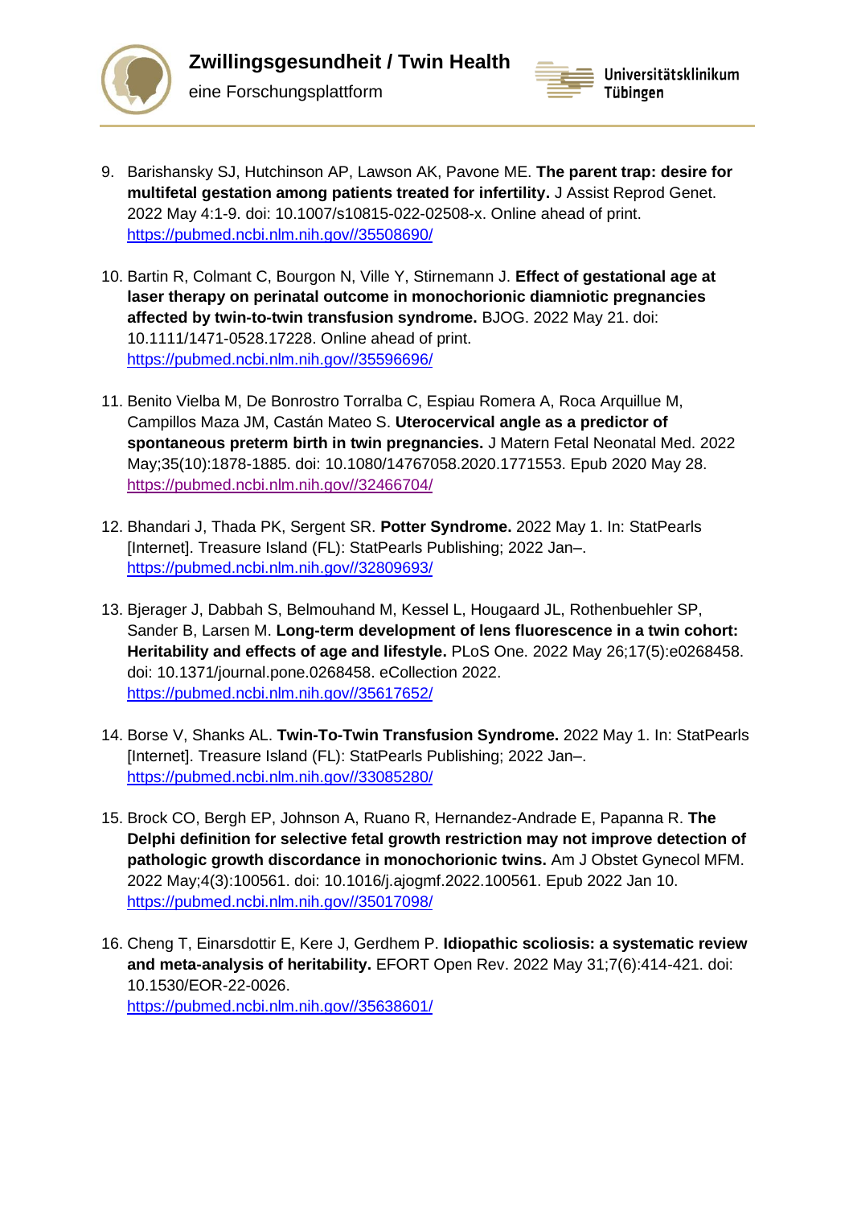9. Barishansky SJ, Hutchinson AP, Lawson AK, Pavone ME. **The parent trap: desire for multifetal gestation among patients treated for infertility.** J Assist Reprod Genet. 2022 May 4:1-9. doi: 10.1007/s10815-022-02508-x. Online ahead of print. https://pubmed.ncbi.nlm.nih.gov//35508690/

10. Bartin R, Colmant C, Bourgon N, Ville Y, Stirnemann J. **Effect of gestational age at laser therapy on perinatal outcome in monochorionic diamniotic pregnancies affected by twin-to-twin transfusion syndrome.** BJOG. 2022 May 21. doi: 10.1111/1471-0528.17228. Online ahead of print. https://pubmed.ncbi.nlm.nih.gov//35596696/

11. Benito Vielba M, De Bonrostro Torralba C, Espiau Romera A, Roca Arquillue M, Campillos Maza JM, Castán Mateo S. **Uterocervical angle as a predictor of spontaneous preterm birth in twin pregnancies.** J Matern Fetal Neonatal Med. 2022 May;35(10):1878-1885. doi: 10.1080/14767058.2020.1771553. Epub 2020 May 28. https://pubmed.ncbi.nlm.nih.gov//32466704/

12. Bhandari J, Thada PK, Sergent SR. **Potter Syndrome.** 2022 May 1. In: StatPearls [Internet]. Treasure Island (FL): StatPearls Publishing; 2022 Jan–. https://pubmed.ncbi.nlm.nih.gov//32809693/

13. Bjerager J, Dabbah S, Belmouhand M, Kessel L, Hougaard JL, Rothenbuehler SP, Sander B, Larsen M. **Long-term development of lens fluorescence in a twin cohort: Heritability and effects of age and lifestyle.** PLoS One. 2022 May 26;17(5):e0268458. doi: 10.1371/journal.pone.0268458. eCollection 2022. https://pubmed.ncbi.nlm.nih.gov//35617652/

14. Borse V, Shanks AL. **Twin-To-Twin Transfusion Syndrome.** 2022 May 1. In: StatPearls [Internet]. Treasure Island (FL): StatPearls Publishing; 2022 Jan–. https://pubmed.ncbi.nlm.nih.gov//33085280/

15. Brock CO, Bergh EP, Johnson A, Ruano R, Hernandez-Andrade E, Papanna R. **The Delphi definition for selective fetal growth restriction may not improve detection of pathologic growth discordance in monochorionic twins.** Am J Obstet Gynecol MFM. 2022 May;4(3):100561. doi: 10.1016/j.ajogmf.2022.100561. Epub 2022 Jan 10. https://pubmed.ncbi.nlm.nih.gov//35017098/

16. Cheng T, Einarsdottir E, Kere J, Gerdhem P. **Idiopathic scoliosis: a systematic review and meta-analysis of heritability.** EFORT Open Rev. 2022 May 31;7(6):414-421. doi: 10.1530/EOR-22-0026. https://pubmed.ncbi.nlm.nih.gov//35638601/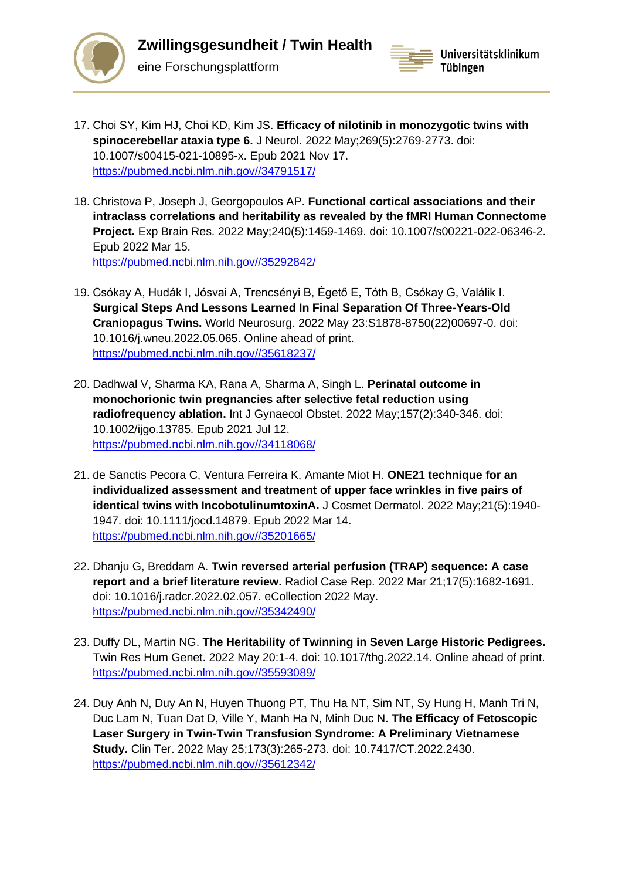17. Choi SY, Kim HJ, Choi KD, Kim JS. **Efficacy of nilotinib in monozygotic twins with spinocerebellar ataxia type 6.** J Neurol. 2022 May;269(5):2769-2773. doi: 10.1007/s00415-021-10895-x. Epub 2021 Nov 17. https://pubmed.ncbi.nlm.nih.gov//34791517/

18. Christova P, Joseph J, Georgopoulos AP. **Functional cortical associations and their intraclass correlations and heritability as revealed by the fMRI Human Connectome Project.** Exp Brain Res. 2022 May;240(5):1459-1469. doi: 10.1007/s00221-022-06346-2. Epub 2022 Mar 15. https://pubmed.ncbi.nlm.nih.gov//35292842/

19. Csókay A, Hudák I, Jósvai A, Trencsényi B, Égető E, Tóth B, Csókay G, Valálik I. **Surgical Steps And Lessons Learned In Final Separation Of Three-Years-Old Craniopagus Twins.** World Neurosurg. 2022 May 23:S1878-8750(22)00697-0. doi: 10.1016/j.wneu.2022.05.065. Online ahead of print. https://pubmed.ncbi.nlm.nih.gov//35618237/

20. Dadhwal V, Sharma KA, Rana A, Sharma A, Singh L. **Perinatal outcome in monochorionic twin pregnancies after selective fetal reduction using radiofrequency ablation.** Int J Gynaecol Obstet. 2022 May;157(2):340-346. doi: 10.1002/ijgo.13785. Epub 2021 Jul 12. https://pubmed.ncbi.nlm.nih.gov//34118068/

21. de Sanctis Pecora C, Ventura Ferreira K, Amante Miot H. **ONE21 technique for an individualized assessment and treatment of upper face wrinkles in five pairs of identical twins with IncobotulinumtoxinA.** J Cosmet Dermatol. 2022 May;21(5):1940-1947. doi: 10.1111/jocd.14879. Epub 2022 Mar 14. https://pubmed.ncbi.nlm.nih.gov//35201665/

22. Dhanju G, Breddam A. **Twin reversed arterial perfusion (TRAP) sequence: A case report and a brief literature review.** Radiol Case Rep. 2022 Mar 21;17(5):1682-1691. doi: 10.1016/j.radcr.2022.02.057. eCollection 2022 May. https://pubmed.ncbi.nlm.nih.gov//35342490/

23. Duffy DL, Martin NG. **The Heritability of Twinning in Seven Large Historic Pedigrees.** Twin Res Hum Genet. 2022 May 20:1-4. doi: 10.1017/thg.2022.14. Online ahead of print. https://pubmed.ncbi.nlm.nih.gov//35593089/

24. Duy Anh N, Duy An N, Huyen Thuong PT, Thu Ha NT, Sim NT, Sy Hung H, Manh Tri N, Duc Lam N, Tuan Dat D, Ville Y, Manh Ha N, Minh Duc N. **The Efficacy of Fetoscopic Laser Surgery in Twin-Twin Transfusion Syndrome: A Preliminary Vietnamese Study.** Clin Ter. 2022 May 25;173(3):265-273. doi: 10.7417/CT.2022.2430. https://pubmed.ncbi.nlm.nih.gov//35612342/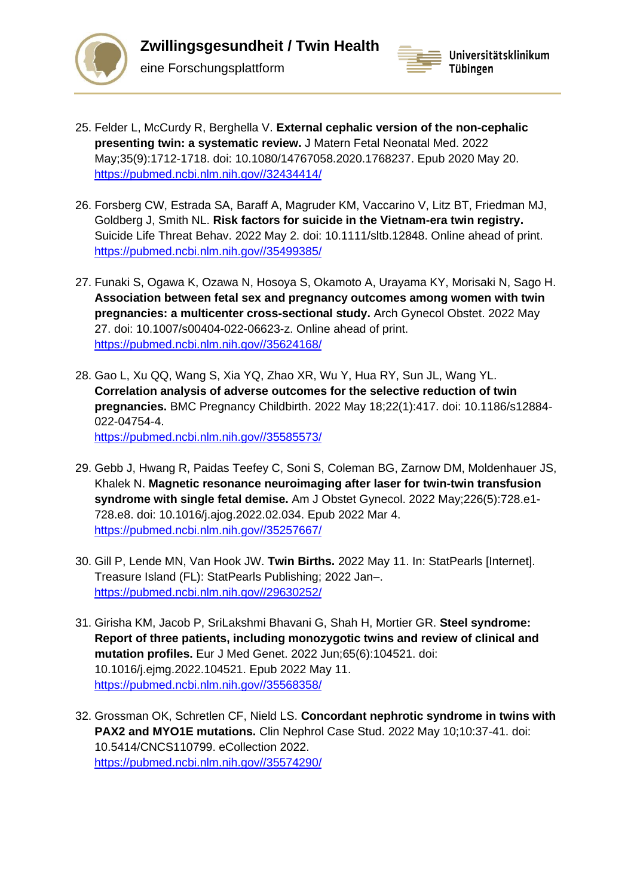25. Felder L, McCurdy R, Berghella V. **External cephalic version of the non-cephalic presenting twin: a systematic review.** J Matern Fetal Neonatal Med. 2022 May;35(9):1712-1718. doi: 10.1080/14767058.2020.1768237. Epub 2020 May 20. https://pubmed.ncbi.nlm.nih.gov//32434414/

26. Forsberg CW, Estrada SA, Baraff A, Magruder KM, Vaccarino V, Litz BT, Friedman MJ, Goldberg J, Smith NL. **Risk factors for suicide in the Vietnam-era twin registry.** Suicide Life Threat Behav. 2022 May 2. doi: 10.1111/sltb.12848. Online ahead of print. https://pubmed.ncbi.nlm.nih.gov//35499385/

27. Funaki S, Ogawa K, Ozawa N, Hosoya S, Okamoto A, Urayama KY, Morisaki N, Sago H. **Association between fetal sex and pregnancy outcomes among women with twin pregnancies: a multicenter cross-sectional study.** Arch Gynecol Obstet. 2022 May 27. doi: 10.1007/s00404-022-06623-z. Online ahead of print. https://pubmed.ncbi.nlm.nih.gov//35624168/

28. Gao L, Xu QQ, Wang S, Xia YQ, Zhao XR, Wu Y, Hua RY, Sun JL, Wang YL. **Correlation analysis of adverse outcomes for the selective reduction of twin pregnancies.** BMC Pregnancy Childbirth. 2022 May 18;22(1):417. doi: 10.1186/s12884-022-04754-4. https://pubmed.ncbi.nlm.nih.gov//35585573/

29. Gebb J, Hwang R, Paidas Teefey C, Soni S, Coleman BG, Zarnow DM, Moldenhauer JS, Khalek N. **Magnetic resonance neuroimaging after laser for twin-twin transfusion syndrome with single fetal demise.** Am J Obstet Gynecol. 2022 May;226(5):728.e1-728.e8. doi: 10.1016/j.ajog.2022.02.034. Epub 2022 Mar 4. https://pubmed.ncbi.nlm.nih.gov//35257667/

30. Gill P, Lende MN, Van Hook JW. **Twin Births.** 2022 May 11. In: StatPearls [Internet]. Treasure Island (FL): StatPearls Publishing; 2022 Jan–. https://pubmed.ncbi.nlm.nih.gov//29630252/

31. Girisha KM, Jacob P, SriLakshmi Bhavani G, Shah H, Mortier GR. **Steel syndrome: Report of three patients, including monozygotic twins and review of clinical and mutation profiles.** Eur J Med Genet. 2022 Jun;65(6):104521. doi: 10.1016/j.ejmg.2022.104521. Epub 2022 May 11. https://pubmed.ncbi.nlm.nih.gov//35568358/

32. Grossman OK, Schretlen CF, Nield LS. **Concordant nephrotic syndrome in twins with PAX2 and MYO1E mutations.** Clin Nephrol Case Stud. 2022 May 10;10:37-41. doi: 10.5414/CNCS110799. eCollection 2022. https://pubmed.ncbi.nlm.nih.gov//35574290/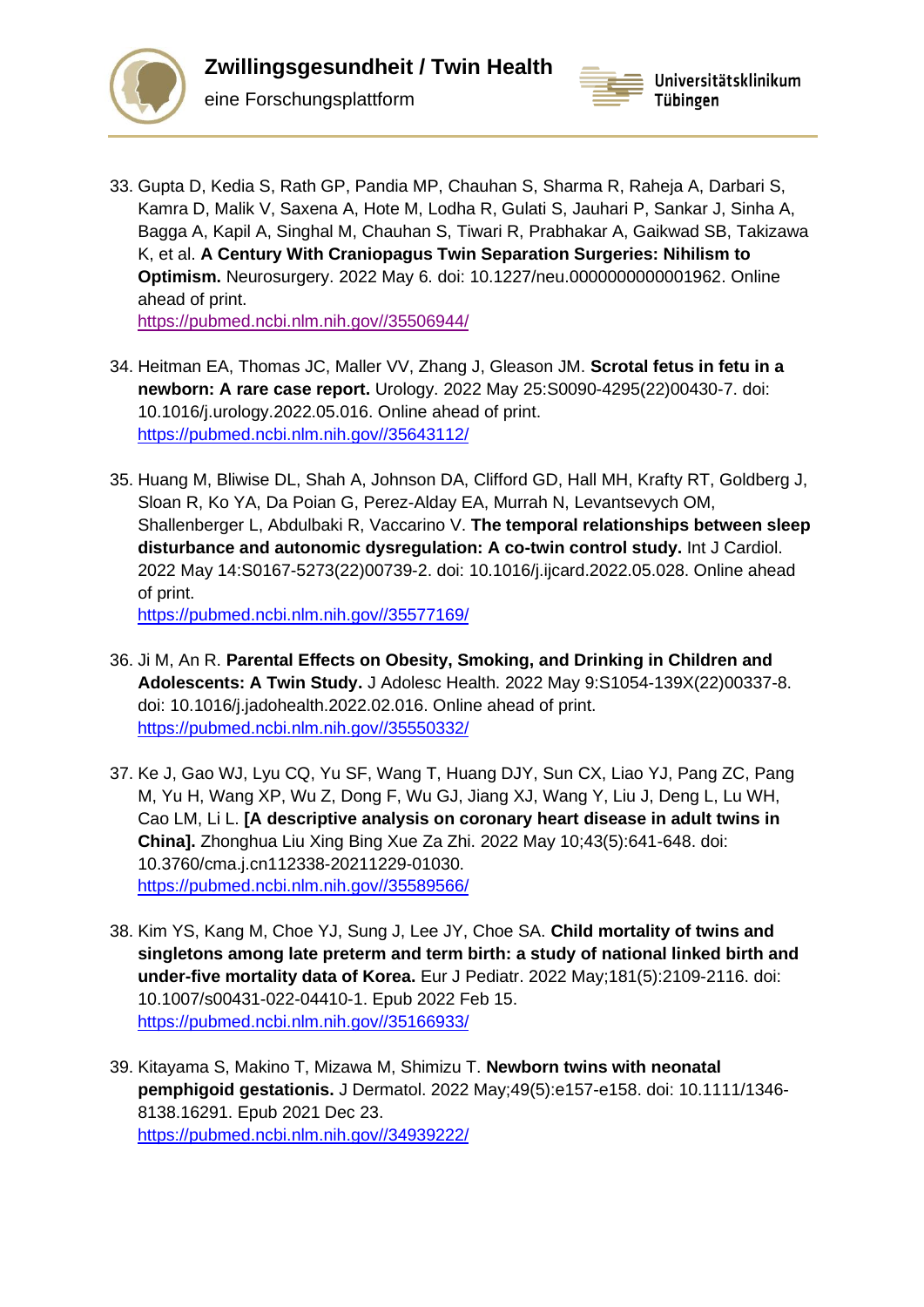33. Gupta D, Kedia S, Rath GP, Pandia MP, Chauhan S, Sharma R, Raheja A, Darbari S, Kamra D, Malik V, Saxena A, Hote M, Lodha R, Gulati S, Jauhari P, Sankar J, Sinha A, Bagga A, Kapil A, Singhal M, Chauhan S, Tiwari R, Prabhakar A, Gaikwad SB, Takizawa K, et al. **A Century With Craniopagus Twin Separation Surgeries: Nihilism to Optimism.** Neurosurgery. 2022 May 6. doi: 10.1227/neu.0000000000001962. Online ahead of print.
https://pubmed.ncbi.nlm.nih.gov//35506944/

34. Heitman EA, Thomas JC, Maller VV, Zhang J, Gleason JM. **Scrotal fetus in fetu in a newborn: A rare case report.** Urology. 2022 May 25:S0090-4295(22)00430-7. doi: 10.1016/j.urology.2022.05.016. Online ahead of print.
https://pubmed.ncbi.nlm.nih.gov//35643112/

35. Huang M, Bliwise DL, Shah A, Johnson DA, Clifford GD, Hall MH, Krafty RT, Goldberg J, Sloan R, Ko YA, Da Poian G, Perez-Alday EA, Murrah N, Levantsevych OM, Shallenberger L, Abdulbaki R, Vaccarino V. **The temporal relationships between sleep disturbance and autonomic dysregulation: A co-twin control study.** Int J Cardiol. 2022 May 14:S0167-5273(22)00739-2. doi: 10.1016/j.ijcard.2022.05.028. Online ahead of print.
https://pubmed.ncbi.nlm.nih.gov//35577169/

36. Ji M, An R. **Parental Effects on Obesity, Smoking, and Drinking in Children and Adolescents: A Twin Study.** J Adolesc Health. 2022 May 9:S1054-139X(22)00337-8. doi: 10.1016/j.jadohealth.2022.02.016. Online ahead of print.
https://pubmed.ncbi.nlm.nih.gov//35550332/

37. Ke J, Gao WJ, Lyu CQ, Yu SF, Wang T, Huang DJY, Sun CX, Liao YJ, Pang ZC, Pang M, Yu H, Wang XP, Wu Z, Dong F, Wu GJ, Jiang XJ, Wang Y, Liu J, Deng L, Lu WH, Cao LM, Li L. **[A descriptive analysis on coronary heart disease in adult twins in China].** Zhonghua Liu Xing Bing Xue Za Zhi. 2022 May 10;43(5):641-648. doi: 10.3760/cma.j.cn112338-20211229-01030.
https://pubmed.ncbi.nlm.nih.gov//35589566/

38. Kim YS, Kang M, Choe YJ, Sung J, Lee JY, Choe SA. **Child mortality of twins and singletons among late preterm and term birth: a study of national linked birth and under-five mortality data of Korea.** Eur J Pediatr. 2022 May;181(5):2109-2116. doi: 10.1007/s00431-022-04410-1. Epub 2022 Feb 15.
https://pubmed.ncbi.nlm.nih.gov//35166933/

39. Kitayama S, Makino T, Mizawa M, Shimizu T. **Newborn twins with neonatal pemphigoid gestationis.** J Dermatol. 2022 May;49(5):e157-e158. doi: 10.1111/1346-8138.16291. Epub 2021 Dec 23.
https://pubmed.ncbi.nlm.nih.gov//34939222/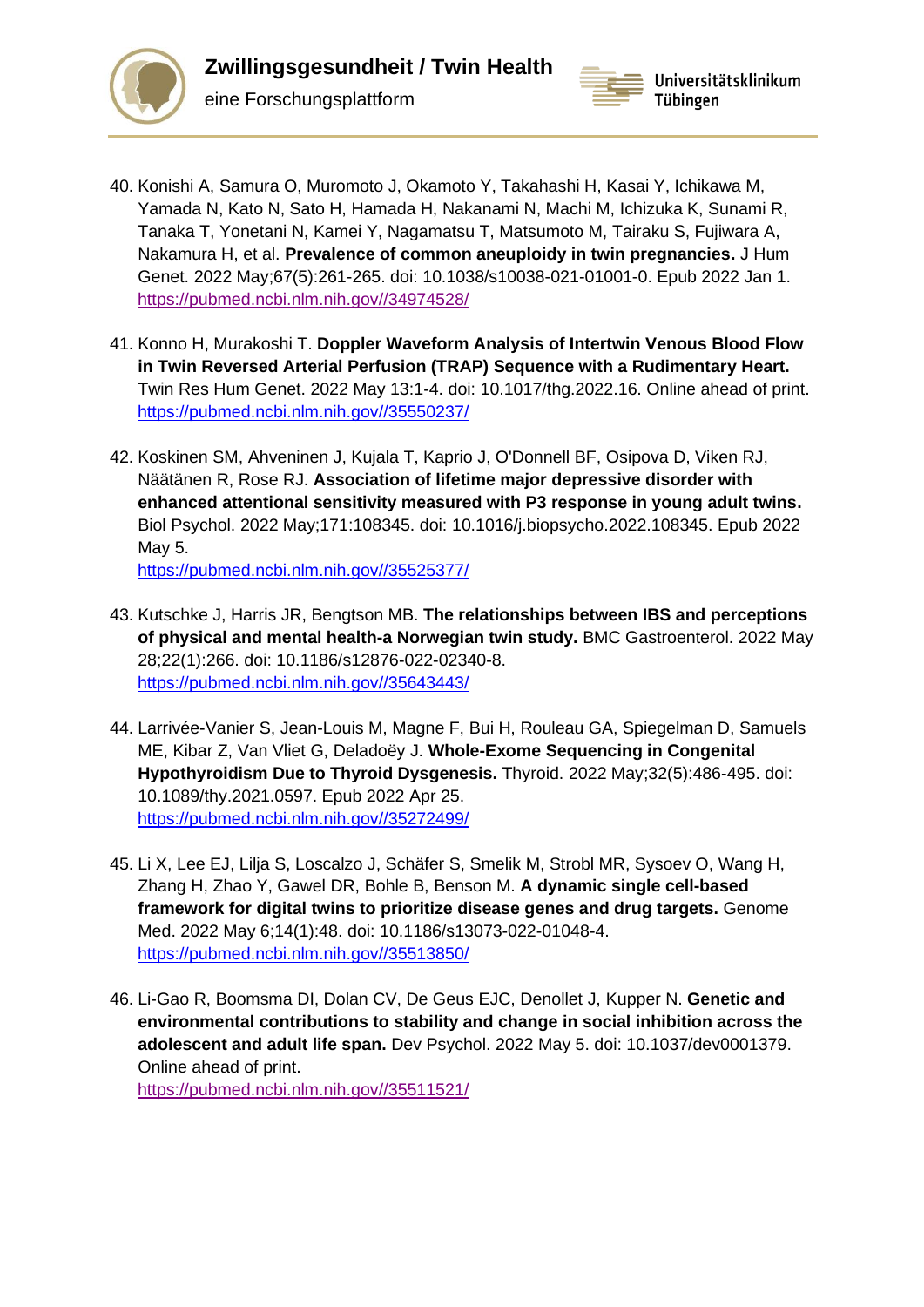40. Konishi A, Samura O, Muromoto J, Okamoto Y, Takahashi H, Kasai Y, Ichikawa M, Yamada N, Kato N, Sato H, Hamada H, Nakanami N, Machi M, Ichizuka K, Sunami R, Tanaka T, Yonetani N, Kamei Y, Nagamatsu T, Matsumoto M, Tairaku S, Fujiwara A, Nakamura H, et al. **Prevalence of common aneuploidy in twin pregnancies.** J Hum Genet. 2022 May;67(5):261-265. doi: 10.1038/s10038-021-01001-0. Epub 2022 Jan 1. https://pubmed.ncbi.nlm.nih.gov//34974528/

41. Konno H, Murakoshi T. **Doppler Waveform Analysis of Intertwin Venous Blood Flow in Twin Reversed Arterial Perfusion (TRAP) Sequence with a Rudimentary Heart.** Twin Res Hum Genet. 2022 May 13:1-4. doi: 10.1017/thg.2022.16. Online ahead of print. https://pubmed.ncbi.nlm.nih.gov//35550237/

42. Koskinen SM, Ahveninen J, Kujala T, Kaprio J, O'Donnell BF, Osipova D, Viken RJ, Näätänen R, Rose RJ. **Association of lifetime major depressive disorder with enhanced attentional sensitivity measured with P3 response in young adult twins.** Biol Psychol. 2022 May;171:108345. doi: 10.1016/j.biopsycho.2022.108345. Epub 2022 May 5. https://pubmed.ncbi.nlm.nih.gov//35525377/

43. Kutschke J, Harris JR, Bengtson MB. **The relationships between IBS and perceptions of physical and mental health-a Norwegian twin study.** BMC Gastroenterol. 2022 May 28;22(1):266. doi: 10.1186/s12876-022-02340-8. https://pubmed.ncbi.nlm.nih.gov//35643443/

44. Larrivée-Vanier S, Jean-Louis M, Magne F, Bui H, Rouleau GA, Spiegelman D, Samuels ME, Kibar Z, Van Vliet G, Deladoëy J. **Whole-Exome Sequencing in Congenital Hypothyroidism Due to Thyroid Dysgenesis.** Thyroid. 2022 May;32(5):486-495. doi: 10.1089/thy.2021.0597. Epub 2022 Apr 25. https://pubmed.ncbi.nlm.nih.gov//35272499/

45. Li X, Lee EJ, Lilja S, Loscalzo J, Schäfer S, Smelik M, Strobl MR, Sysoev O, Wang H, Zhang H, Zhao Y, Gawel DR, Bohle B, Benson M. **A dynamic single cell-based framework for digital twins to prioritize disease genes and drug targets.** Genome Med. 2022 May 6;14(1):48. doi: 10.1186/s13073-022-01048-4. https://pubmed.ncbi.nlm.nih.gov//35513850/

46. Li-Gao R, Boomsma DI, Dolan CV, De Geus EJC, Denollet J, Kupper N. **Genetic and environmental contributions to stability and change in social inhibition across the adolescent and adult life span.** Dev Psychol. 2022 May 5. doi: 10.1037/dev0001379. Online ahead of print. https://pubmed.ncbi.nlm.nih.gov//35511521/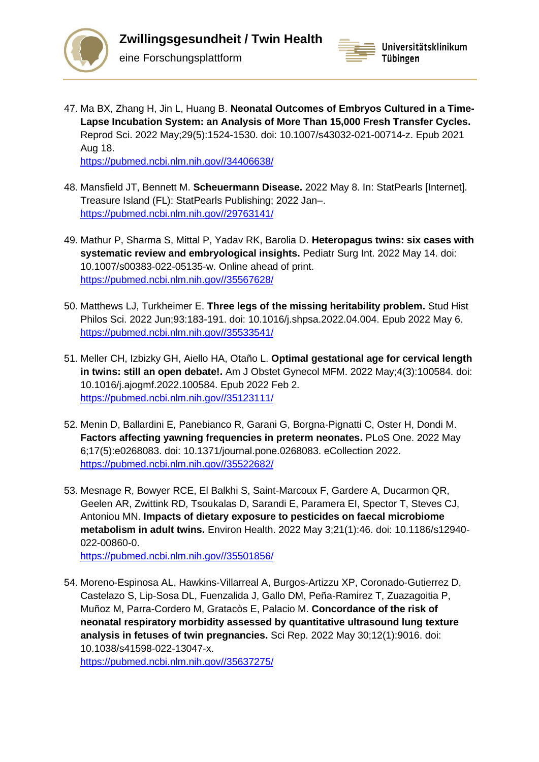47. Ma BX, Zhang H, Jin L, Huang B. **Neonatal Outcomes of Embryos Cultured in a Time-Lapse Incubation System: an Analysis of More Than 15,000 Fresh Transfer Cycles.** Reprod Sci. 2022 May;29(5):1524-1530. doi: 10.1007/s43032-021-00714-z. Epub 2021 Aug 18.
https://pubmed.ncbi.nlm.nih.gov//34406638/

48. Mansfield JT, Bennett M. **Scheuermann Disease.** 2022 May 8. In: StatPearls [Internet]. Treasure Island (FL): StatPearls Publishing; 2022 Jan–.
https://pubmed.ncbi.nlm.nih.gov//29763141/

49. Mathur P, Sharma S, Mittal P, Yadav RK, Barolia D. **Heteropagus twins: six cases with systematic review and embryological insights.** Pediatr Surg Int. 2022 May 14. doi: 10.1007/s00383-022-05135-w. Online ahead of print.
https://pubmed.ncbi.nlm.nih.gov//35567628/

50. Matthews LJ, Turkheimer E. **Three legs of the missing heritability problem.** Stud Hist Philos Sci. 2022 Jun;93:183-191. doi: 10.1016/j.shpsa.2022.04.004. Epub 2022 May 6.
https://pubmed.ncbi.nlm.nih.gov//35533541/

51. Meller CH, Izbizky GH, Aiello HA, Otaño L. **Optimal gestational age for cervical length in twins: still an open debate!.** Am J Obstet Gynecol MFM. 2022 May;4(3):100584. doi: 10.1016/j.ajogmf.2022.100584. Epub 2022 Feb 2.
https://pubmed.ncbi.nlm.nih.gov//35123111/

52. Menin D, Ballardini E, Panebianco R, Garani G, Borgna-Pignatti C, Oster H, Dondi M. **Factors affecting yawning frequencies in preterm neonates.** PLoS One. 2022 May 6;17(5):e0268083. doi: 10.1371/journal.pone.0268083. eCollection 2022.
https://pubmed.ncbi.nlm.nih.gov//35522682/

53. Mesnage R, Bowyer RCE, El Balkhi S, Saint-Marcoux F, Gardere A, Ducarmon QR, Geelen AR, Zwittink RD, Tsoukalas D, Sarandi E, Paramera EI, Spector T, Steves CJ, Antoniou MN. **Impacts of dietary exposure to pesticides on faecal microbiome metabolism in adult twins.** Environ Health. 2022 May 3;21(1):46. doi: 10.1186/s12940-022-00860-0.
https://pubmed.ncbi.nlm.nih.gov//35501856/

54. Moreno-Espinosa AL, Hawkins-Villarreal A, Burgos-Artizzu XP, Coronado-Gutierrez D, Castelazo S, Lip-Sosa DL, Fuenzalida J, Gallo DM, Peña-Ramirez T, Zuazagoitia P, Muñoz M, Parra-Cordero M, Gratacòs E, Palacio M. **Concordance of the risk of neonatal respiratory morbidity assessed by quantitative ultrasound lung texture analysis in fetuses of twin pregnancies.** Sci Rep. 2022 May 30;12(1):9016. doi: 10.1038/s41598-022-13047-x.
https://pubmed.ncbi.nlm.nih.gov//35637275/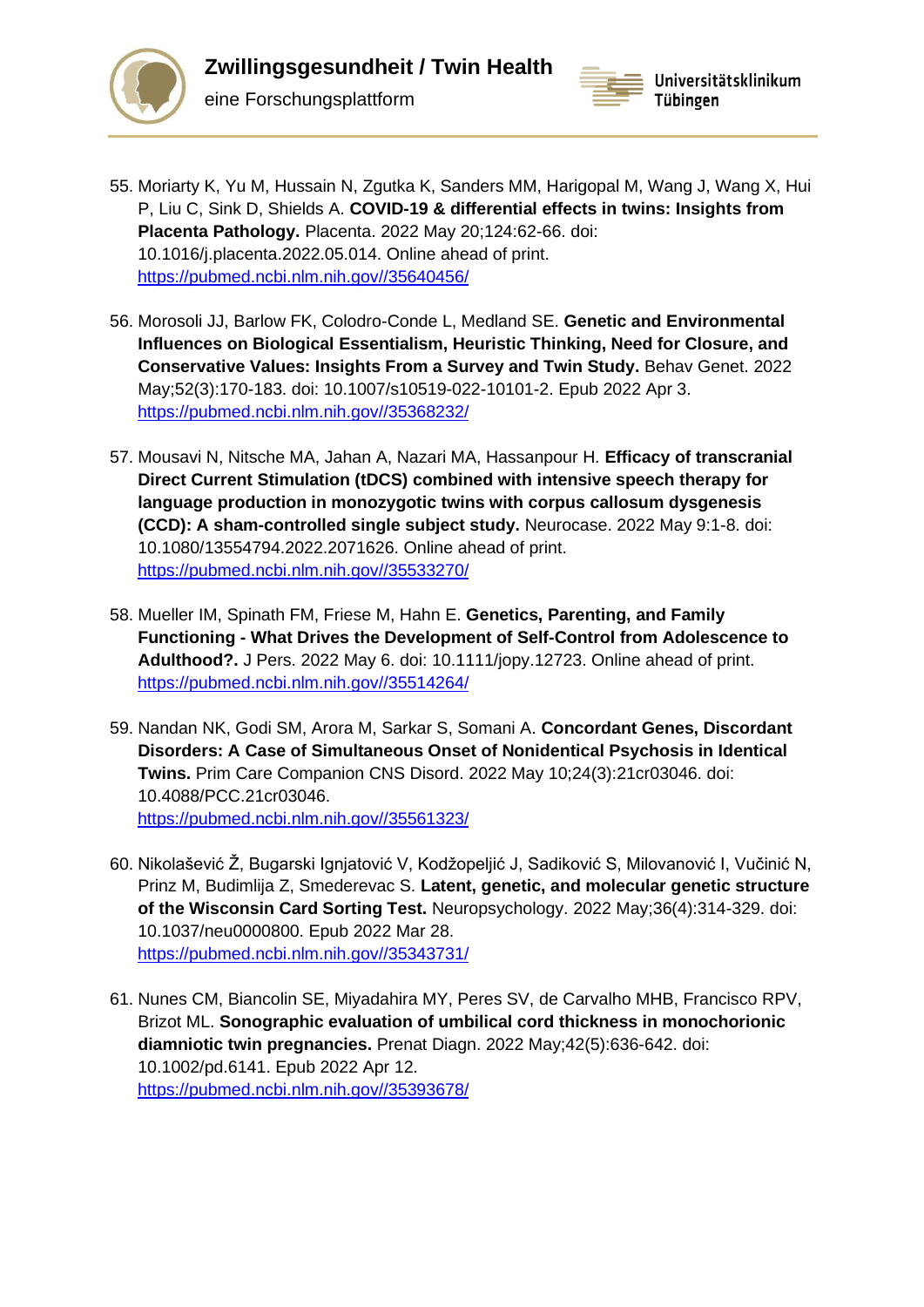55. Moriarty K, Yu M, Hussain N, Zgutka K, Sanders MM, Harigopal M, Wang J, Wang X, Hui P, Liu C, Sink D, Shields A. **COVID-19 & differential effects in twins: Insights from Placenta Pathology.** Placenta. 2022 May 20;124:62-66. doi: 10.1016/j.placenta.2022.05.014. Online ahead of print. https://pubmed.ncbi.nlm.nih.gov//35640456/

56. Morosoli JJ, Barlow FK, Colodro-Conde L, Medland SE. **Genetic and Environmental Influences on Biological Essentialism, Heuristic Thinking, Need for Closure, and Conservative Values: Insights From a Survey and Twin Study.** Behav Genet. 2022 May;52(3):170-183. doi: 10.1007/s10519-022-10101-2. Epub 2022 Apr 3. https://pubmed.ncbi.nlm.nih.gov//35368232/

57. Mousavi N, Nitsche MA, Jahan A, Nazari MA, Hassanpour H. **Efficacy of transcranial Direct Current Stimulation (tDCS) combined with intensive speech therapy for language production in monozygotic twins with corpus callosum dysgenesis (CCD): A sham-controlled single subject study.** Neurocase. 2022 May 9:1-8. doi: 10.1080/13554794.2022.2071626. Online ahead of print. https://pubmed.ncbi.nlm.nih.gov//35533270/

58. Mueller IM, Spinath FM, Friese M, Hahn E. **Genetics, Parenting, and Family Functioning - What Drives the Development of Self-Control from Adolescence to Adulthood?.** J Pers. 2022 May 6. doi: 10.1111/jopy.12723. Online ahead of print. https://pubmed.ncbi.nlm.nih.gov//35514264/

59. Nandan NK, Godi SM, Arora M, Sarkar S, Somani A. **Concordant Genes, Discordant Disorders: A Case of Simultaneous Onset of Nonidentical Psychosis in Identical Twins.** Prim Care Companion CNS Disord. 2022 May 10;24(3):21cr03046. doi: 10.4088/PCC.21cr03046. https://pubmed.ncbi.nlm.nih.gov//35561323/

60. Nikolašević Ž, Bugarski Ignjatović V, Kodžopeljić J, Sadiković S, Milovanović I, Vučinić N, Prinz M, Budimlija Z, Smederevac S. **Latent, genetic, and molecular genetic structure of the Wisconsin Card Sorting Test.** Neuropsychology. 2022 May;36(4):314-329. doi: 10.1037/neu0000800. Epub 2022 Mar 28. https://pubmed.ncbi.nlm.nih.gov//35343731/

61. Nunes CM, Biancolin SE, Miyadahira MY, Peres SV, de Carvalho MHB, Francisco RPV, Brizot ML. **Sonographic evaluation of umbilical cord thickness in monochorionic diamniotic twin pregnancies.** Prenat Diagn. 2022 May;42(5):636-642. doi: 10.1002/pd.6141. Epub 2022 Apr 12. https://pubmed.ncbi.nlm.nih.gov//35393678/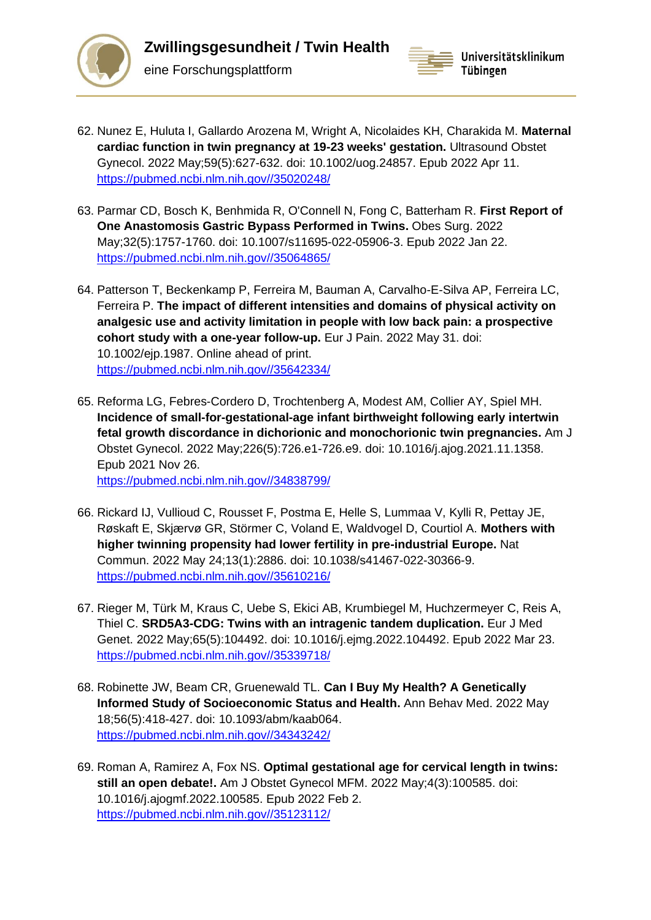62. Nunez E, Huluta I, Gallardo Arozena M, Wright A, Nicolaides KH, Charakida M. **Maternal cardiac function in twin pregnancy at 19-23 weeks' gestation.** Ultrasound Obstet Gynecol. 2022 May;59(5):627-632. doi: 10.1002/uog.24857. Epub 2022 Apr 11. https://pubmed.ncbi.nlm.nih.gov//35020248/

63. Parmar CD, Bosch K, Benhmida R, O'Connell N, Fong C, Batterham R. **First Report of One Anastomosis Gastric Bypass Performed in Twins.** Obes Surg. 2022 May;32(5):1757-1760. doi: 10.1007/s11695-022-05906-3. Epub 2022 Jan 22. https://pubmed.ncbi.nlm.nih.gov//35064865/

64. Patterson T, Beckenkamp P, Ferreira M, Bauman A, Carvalho-E-Silva AP, Ferreira LC, Ferreira P. **The impact of different intensities and domains of physical activity on analgesic use and activity limitation in people with low back pain: a prospective cohort study with a one-year follow-up.** Eur J Pain. 2022 May 31. doi: 10.1002/ejp.1987. Online ahead of print. https://pubmed.ncbi.nlm.nih.gov//35642334/

65. Reforma LG, Febres-Cordero D, Trochtenberg A, Modest AM, Collier AY, Spiel MH. **Incidence of small-for-gestational-age infant birthweight following early intertwin fetal growth discordance in dichorionic and monochorionic twin pregnancies.** Am J Obstet Gynecol. 2022 May;226(5):726.e1-726.e9. doi: 10.1016/j.ajog.2021.11.1358. Epub 2021 Nov 26. https://pubmed.ncbi.nlm.nih.gov//34838799/

66. Rickard IJ, Vullioud C, Rousset F, Postma E, Helle S, Lummaa V, Kylli R, Pettay JE, Røskaft E, Skjærvø GR, Störmer C, Voland E, Waldvogel D, Courtiol A. **Mothers with higher twinning propensity had lower fertility in pre-industrial Europe.** Nat Commun. 2022 May 24;13(1):2886. doi: 10.1038/s41467-022-30366-9. https://pubmed.ncbi.nlm.nih.gov//35610216/

67. Rieger M, Türk M, Kraus C, Uebe S, Ekici AB, Krumbiegel M, Huchzermeyer C, Reis A, Thiel C. **SRD5A3-CDG: Twins with an intragenic tandem duplication.** Eur J Med Genet. 2022 May;65(5):104492. doi: 10.1016/j.ejmg.2022.104492. Epub 2022 Mar 23. https://pubmed.ncbi.nlm.nih.gov//35339718/

68. Robinette JW, Beam CR, Gruenewald TL. **Can I Buy My Health? A Genetically Informed Study of Socioeconomic Status and Health.** Ann Behav Med. 2022 May 18;56(5):418-427. doi: 10.1093/abm/kaab064. https://pubmed.ncbi.nlm.nih.gov//34343242/

69. Roman A, Ramirez A, Fox NS. **Optimal gestational age for cervical length in twins: still an open debate!.** Am J Obstet Gynecol MFM. 2022 May;4(3):100585. doi: 10.1016/j.ajogmf.2022.100585. Epub 2022 Feb 2. https://pubmed.ncbi.nlm.nih.gov//35123112/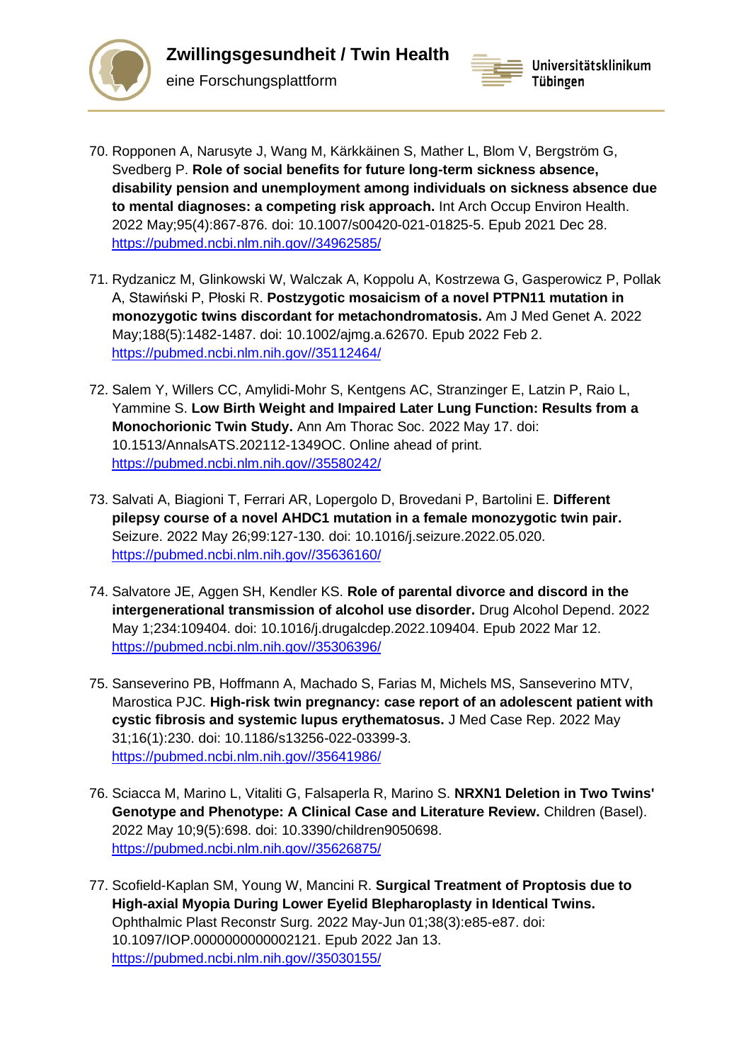70. Ropponen A, Narusyte J, Wang M, Kärkkäinen S, Mather L, Blom V, Bergström G, Svedberg P. **Role of social benefits for future long-term sickness absence, disability pension and unemployment among individuals on sickness absence due to mental diagnoses: a competing risk approach.** Int Arch Occup Environ Health. 2022 May;95(4):867-876. doi: 10.1007/s00420-021-01825-5. Epub 2021 Dec 28. https://pubmed.ncbi.nlm.nih.gov//34962585/

71. Rydzanicz M, Glinkowski W, Walczak A, Koppolu A, Kostrzewa G, Gasperowicz P, Pollak A, Stawiński P, Płoski R. **Postzygotic mosaicism of a novel PTPN11 mutation in monozygotic twins discordant for metachondromatosis.** Am J Med Genet A. 2022 May;188(5):1482-1487. doi: 10.1002/ajmg.a.62670. Epub 2022 Feb 2. https://pubmed.ncbi.nlm.nih.gov//35112464/

72. Salem Y, Willers CC, Amylidi-Mohr S, Kentgens AC, Stranzinger E, Latzin P, Raio L, Yammine S. **Low Birth Weight and Impaired Later Lung Function: Results from a Monochorionic Twin Study.** Ann Am Thorac Soc. 2022 May 17. doi: 10.1513/AnnalsATS.202112-1349OC. Online ahead of print. https://pubmed.ncbi.nlm.nih.gov//35580242/

73. Salvati A, Biagioni T, Ferrari AR, Lopergolo D, Brovedani P, Bartolini E. **Different pilepsy course of a novel AHDC1 mutation in a female monozygotic twin pair.** Seizure. 2022 May 26;99:127-130. doi: 10.1016/j.seizure.2022.05.020. https://pubmed.ncbi.nlm.nih.gov//35636160/

74. Salvatore JE, Aggen SH, Kendler KS. **Role of parental divorce and discord in the intergenerational transmission of alcohol use disorder.** Drug Alcohol Depend. 2022 May 1;234:109404. doi: 10.1016/j.drugalcdep.2022.109404. Epub 2022 Mar 12. https://pubmed.ncbi.nlm.nih.gov//35306396/

75. Sanseverino PB, Hoffmann A, Machado S, Farias M, Michels MS, Sanseverino MTV, Marostica PJC. **High-risk twin pregnancy: case report of an adolescent patient with cystic fibrosis and systemic lupus erythematosus.** J Med Case Rep. 2022 May 31;16(1):230. doi: 10.1186/s13256-022-03399-3. https://pubmed.ncbi.nlm.nih.gov//35641986/

76. Sciacca M, Marino L, Vitaliti G, Falsaperla R, Marino S. **NRXN1 Deletion in Two Twins' Genotype and Phenotype: A Clinical Case and Literature Review.** Children (Basel). 2022 May 10;9(5):698. doi: 10.3390/children9050698. https://pubmed.ncbi.nlm.nih.gov//35626875/

77. Scofield-Kaplan SM, Young W, Mancini R. **Surgical Treatment of Proptosis due to High-axial Myopia During Lower Eyelid Blepharoplasty in Identical Twins.** Ophthalmic Plast Reconstr Surg. 2022 May-Jun 01;38(3):e85-e87. doi: 10.1097/IOP.0000000000002121. Epub 2022 Jan 13. https://pubmed.ncbi.nlm.nih.gov//35030155/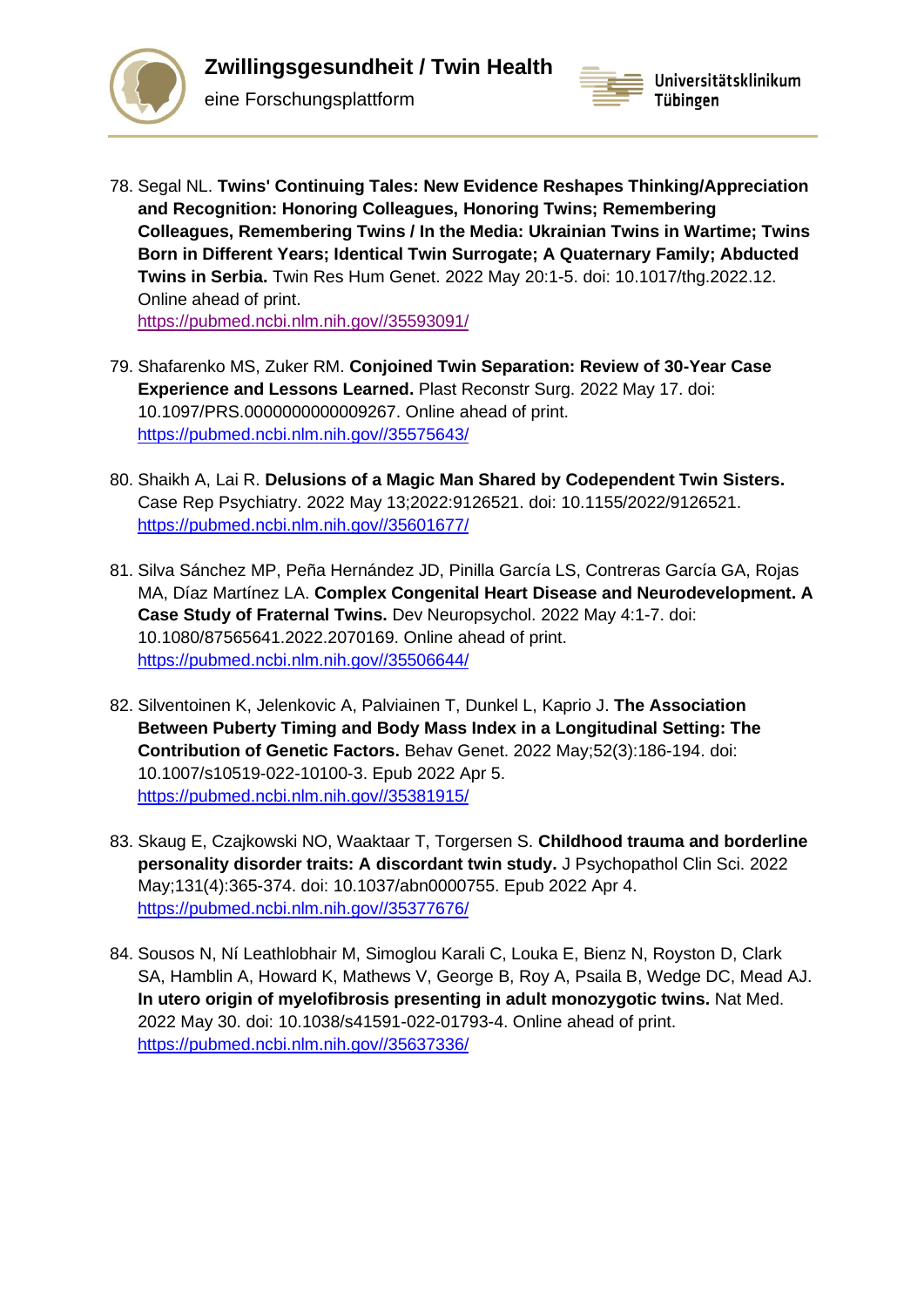78. Segal NL. **Twins' Continuing Tales: New Evidence Reshapes Thinking/Appreciation and Recognition: Honoring Colleagues, Honoring Twins; Remembering Colleagues, Remembering Twins / In the Media: Ukrainian Twins in Wartime; Twins Born in Different Years; Identical Twin Surrogate; A Quaternary Family; Abducted Twins in Serbia.** Twin Res Hum Genet. 2022 May 20:1-5. doi: 10.1017/thg.2022.12. Online ahead of print.
    https://pubmed.ncbi.nlm.nih.gov//35593091/

79. Shafarenko MS, Zuker RM. **Conjoined Twin Separation: Review of 30-Year Case Experience and Lessons Learned.** Plast Reconstr Surg. 2022 May 17. doi: 10.1097/PRS.0000000000009267. Online ahead of print.
    https://pubmed.ncbi.nlm.nih.gov//35575643/

80. Shaikh A, Lai R. **Delusions of a Magic Man Shared by Codependent Twin Sisters.** Case Rep Psychiatry. 2022 May 13;2022:9126521. doi: 10.1155/2022/9126521.
    https://pubmed.ncbi.nlm.nih.gov//35601677/

81. Silva Sánchez MP, Peña Hernández JD, Pinilla García LS, Contreras García GA, Rojas MA, Díaz Martínez LA. **Complex Congenital Heart Disease and Neurodevelopment. A Case Study of Fraternal Twins.** Dev Neuropsychol. 2022 May 4:1-7. doi: 10.1080/87565641.2022.2070169. Online ahead of print.
    https://pubmed.ncbi.nlm.nih.gov//35506644/

82. Silventoinen K, Jelenkovic A, Palviainen T, Dunkel L, Kaprio J. **The Association Between Puberty Timing and Body Mass Index in a Longitudinal Setting: The Contribution of Genetic Factors.** Behav Genet. 2022 May;52(3):186-194. doi: 10.1007/s10519-022-10100-3. Epub 2022 Apr 5.
    https://pubmed.ncbi.nlm.nih.gov//35381915/

83. Skaug E, Czajkowski NO, Waaktaar T, Torgersen S. **Childhood trauma and borderline personality disorder traits: A discordant twin study.** J Psychopathol Clin Sci. 2022 May;131(4):365-374. doi: 10.1037/abn0000755. Epub 2022 Apr 4.
    https://pubmed.ncbi.nlm.nih.gov//35377676/

84. Sousos N, Ní Leathlobhair M, Simoglou Karali C, Louka E, Bienz N, Royston D, Clark SA, Hamblin A, Howard K, Mathews V, George B, Roy A, Psaila B, Wedge DC, Mead AJ. **In utero origin of myelofibrosis presenting in adult monozygotic twins.** Nat Med. 2022 May 30. doi: 10.1038/s41591-022-01793-4. Online ahead of print.
    https://pubmed.ncbi.nlm.nih.gov//35637336/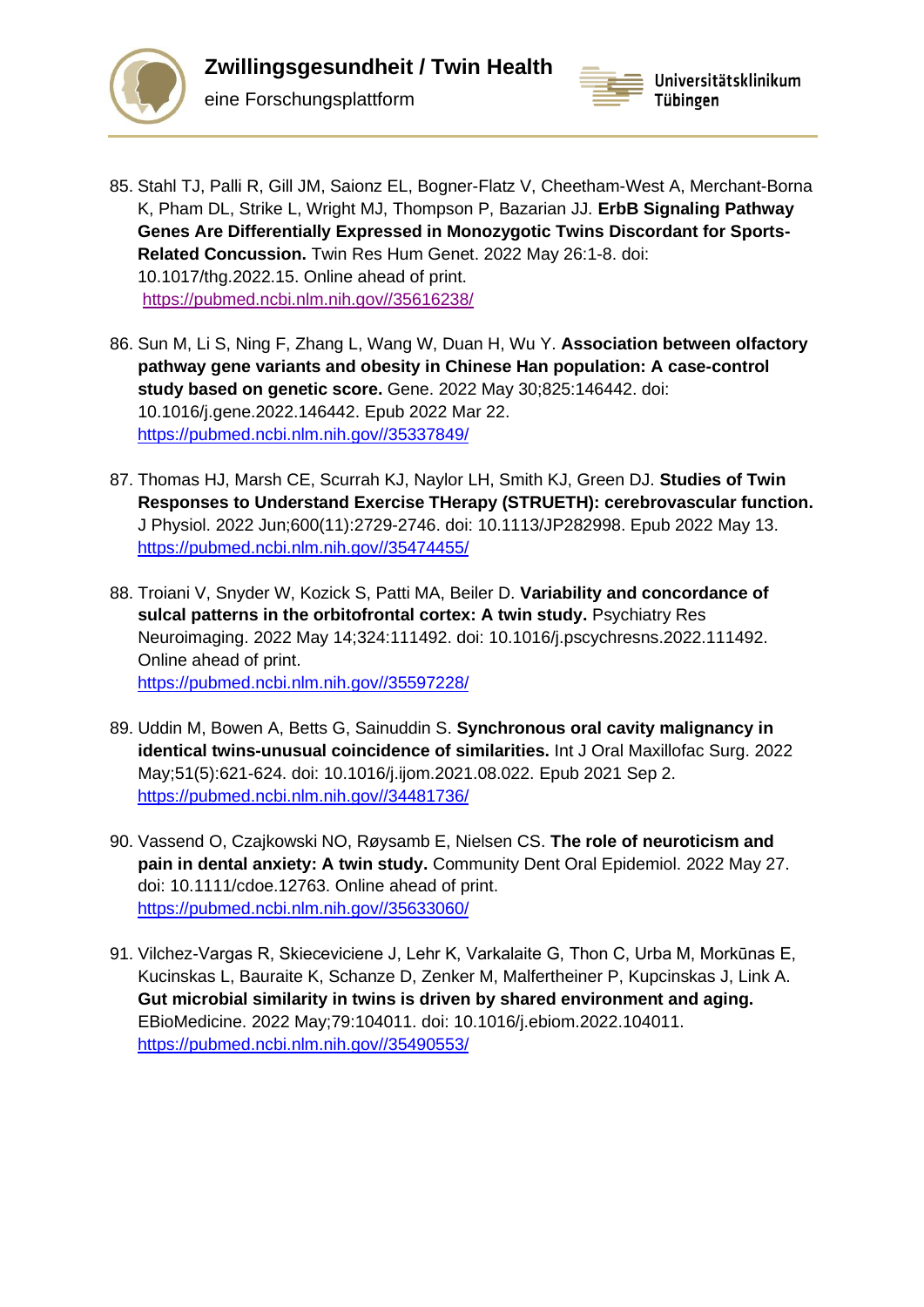85. Stahl TJ, Palli R, Gill JM, Saionz EL, Bogner-Flatz V, Cheetham-West A, Merchant-Borna K, Pham DL, Strike L, Wright MJ, Thompson P, Bazarian JJ. **ErbB Signaling Pathway Genes Are Differentially Expressed in Monozygotic Twins Discordant for Sports-Related Concussion.** Twin Res Hum Genet. 2022 May 26:1-8. doi: 10.1017/thg.2022.15. Online ahead of print. https://pubmed.ncbi.nlm.nih.gov//35616238/

86. Sun M, Li S, Ning F, Zhang L, Wang W, Duan H, Wu Y. **Association between olfactory pathway gene variants and obesity in Chinese Han population: A case-control study based on genetic score.** Gene. 2022 May 30;825:146442. doi: 10.1016/j.gene.2022.146442. Epub 2022 Mar 22. https://pubmed.ncbi.nlm.nih.gov//35337849/

87. Thomas HJ, Marsh CE, Scurrah KJ, Naylor LH, Smith KJ, Green DJ. **Studies of Twin Responses to Understand Exercise THerapy (STRUETH): cerebrovascular function.** J Physiol. 2022 Jun;600(11):2729-2746. doi: 10.1113/JP282998. Epub 2022 May 13. https://pubmed.ncbi.nlm.nih.gov//35474455/

88. Troiani V, Snyder W, Kozick S, Patti MA, Beiler D. **Variability and concordance of sulcal patterns in the orbitofrontal cortex: A twin study.** Psychiatry Res Neuroimaging. 2022 May 14;324:111492. doi: 10.1016/j.pscychresns.2022.111492. Online ahead of print. https://pubmed.ncbi.nlm.nih.gov//35597228/

89. Uddin M, Bowen A, Betts G, Sainuddin S. **Synchronous oral cavity malignancy in identical twins-unusual coincidence of similarities.** Int J Oral Maxillofac Surg. 2022 May;51(5):621-624. doi: 10.1016/j.ijom.2021.08.022. Epub 2021 Sep 2. https://pubmed.ncbi.nlm.nih.gov//34481736/

90. Vassend O, Czajkowski NO, Røysamb E, Nielsen CS. **The role of neuroticism and pain in dental anxiety: A twin study.** Community Dent Oral Epidemiol. 2022 May 27. doi: 10.1111/cdoe.12763. Online ahead of print. https://pubmed.ncbi.nlm.nih.gov//35633060/

91. Vilchez-Vargas R, Skieceviciene J, Lehr K, Varkalaite G, Thon C, Urba M, Morkūnas E, Kucinskas L, Bauraite K, Schanze D, Zenker M, Malfertheiner P, Kupcinskas J, Link A. **Gut microbial similarity in twins is driven by shared environment and aging.** EBioMedicine. 2022 May;79:104011. doi: 10.1016/j.ebiom.2022.104011. https://pubmed.ncbi.nlm.nih.gov//35490553/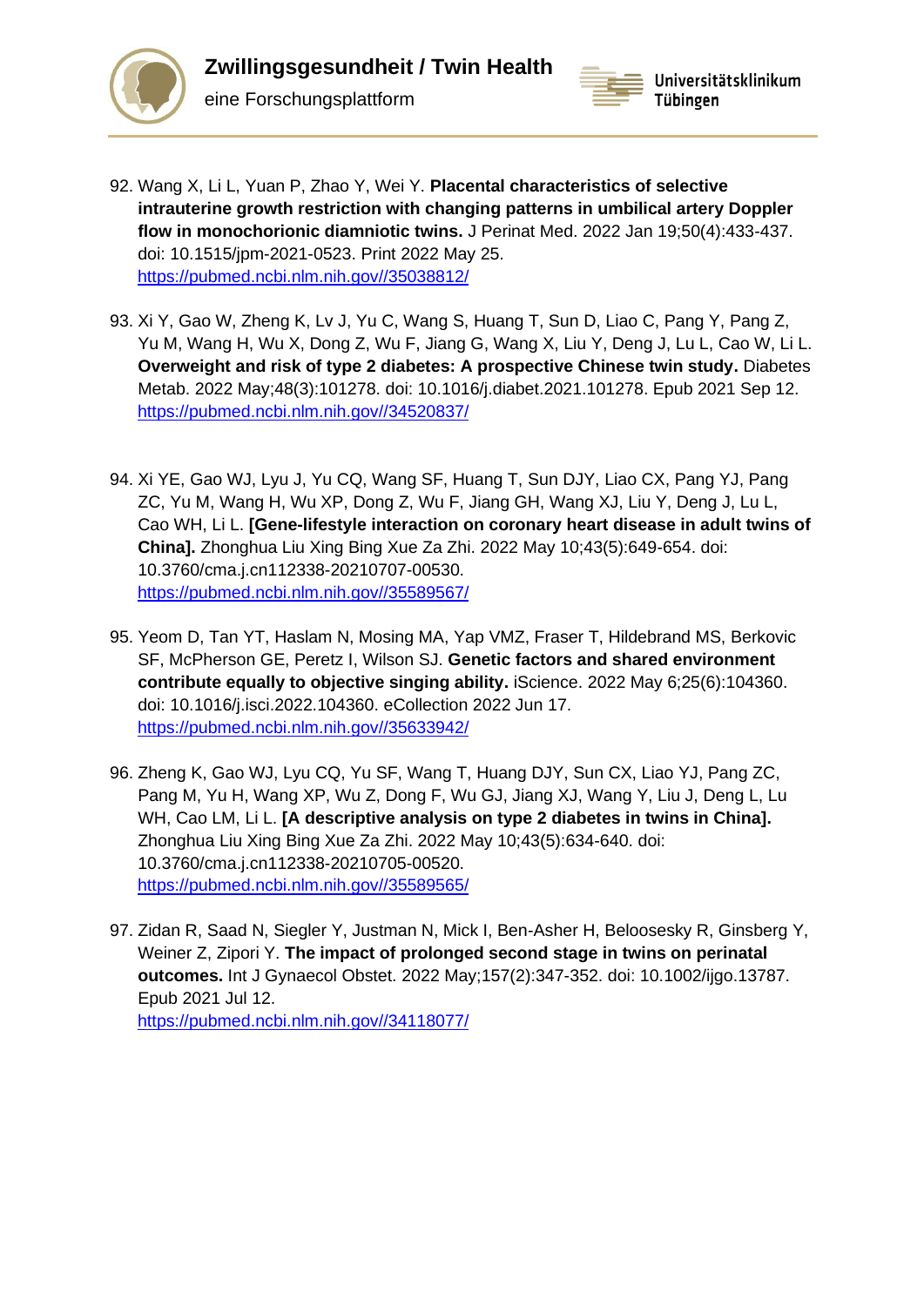92. Wang X, Li L, Yuan P, Zhao Y, Wei Y. **Placental characteristics of selective intrauterine growth restriction with changing patterns in umbilical artery Doppler flow in monochorionic diamniotic twins.** J Perinat Med. 2022 Jan 19;50(4):433-437. doi: 10.1515/jpm-2021-0523. Print 2022 May 25. https://pubmed.ncbi.nlm.nih.gov//35038812/

93. Xi Y, Gao W, Zheng K, Lv J, Yu C, Wang S, Huang T, Sun D, Liao C, Pang Y, Pang Z, Yu M, Wang H, Wu X, Dong Z, Wu F, Jiang G, Wang X, Liu Y, Deng J, Lu L, Cao W, Li L. **Overweight and risk of type 2 diabetes: A prospective Chinese twin study.** Diabetes Metab. 2022 May;48(3):101278. doi: 10.1016/j.diabet.2021.101278. Epub 2021 Sep 12. https://pubmed.ncbi.nlm.nih.gov//34520837/

94. Xi YE, Gao WJ, Lyu J, Yu CQ, Wang SF, Huang T, Sun DJY, Liao CX, Pang YJ, Pang ZC, Yu M, Wang H, Wu XP, Dong Z, Wu F, Jiang GH, Wang XJ, Liu Y, Deng J, Lu L, Cao WH, Li L. **[Gene-lifestyle interaction on coronary heart disease in adult twins of China].** Zhonghua Liu Xing Bing Xue Za Zhi. 2022 May 10;43(5):649-654. doi: 10.3760/cma.j.cn112338-20210707-00530. https://pubmed.ncbi.nlm.nih.gov//35589567/

95. Yeom D, Tan YT, Haslam N, Mosing MA, Yap VMZ, Fraser T, Hildebrand MS, Berkovic SF, McPherson GE, Peretz I, Wilson SJ. **Genetic factors and shared environment contribute equally to objective singing ability.** iScience. 2022 May 6;25(6):104360. doi: 10.1016/j.isci.2022.104360. eCollection 2022 Jun 17. https://pubmed.ncbi.nlm.nih.gov//35633942/

96. Zheng K, Gao WJ, Lyu CQ, Yu SF, Wang T, Huang DJY, Sun CX, Liao YJ, Pang ZC, Pang M, Yu H, Wang XP, Wu Z, Dong F, Wu GJ, Jiang XJ, Wang Y, Liu J, Deng L, Lu WH, Cao LM, Li L. **[A descriptive analysis on type 2 diabetes in twins in China].** Zhonghua Liu Xing Bing Xue Za Zhi. 2022 May 10;43(5):634-640. doi: 10.3760/cma.j.cn112338-20210705-00520. https://pubmed.ncbi.nlm.nih.gov//35589565/

97. Zidan R, Saad N, Siegler Y, Justman N, Mick I, Ben-Asher H, Beloosesky R, Ginsberg Y, Weiner Z, Zipori Y. **The impact of prolonged second stage in twins on perinatal outcomes.** Int J Gynaecol Obstet. 2022 May;157(2):347-352. doi: 10.1002/ijgo.13787. Epub 2021 Jul 12. https://pubmed.ncbi.nlm.nih.gov//34118077/